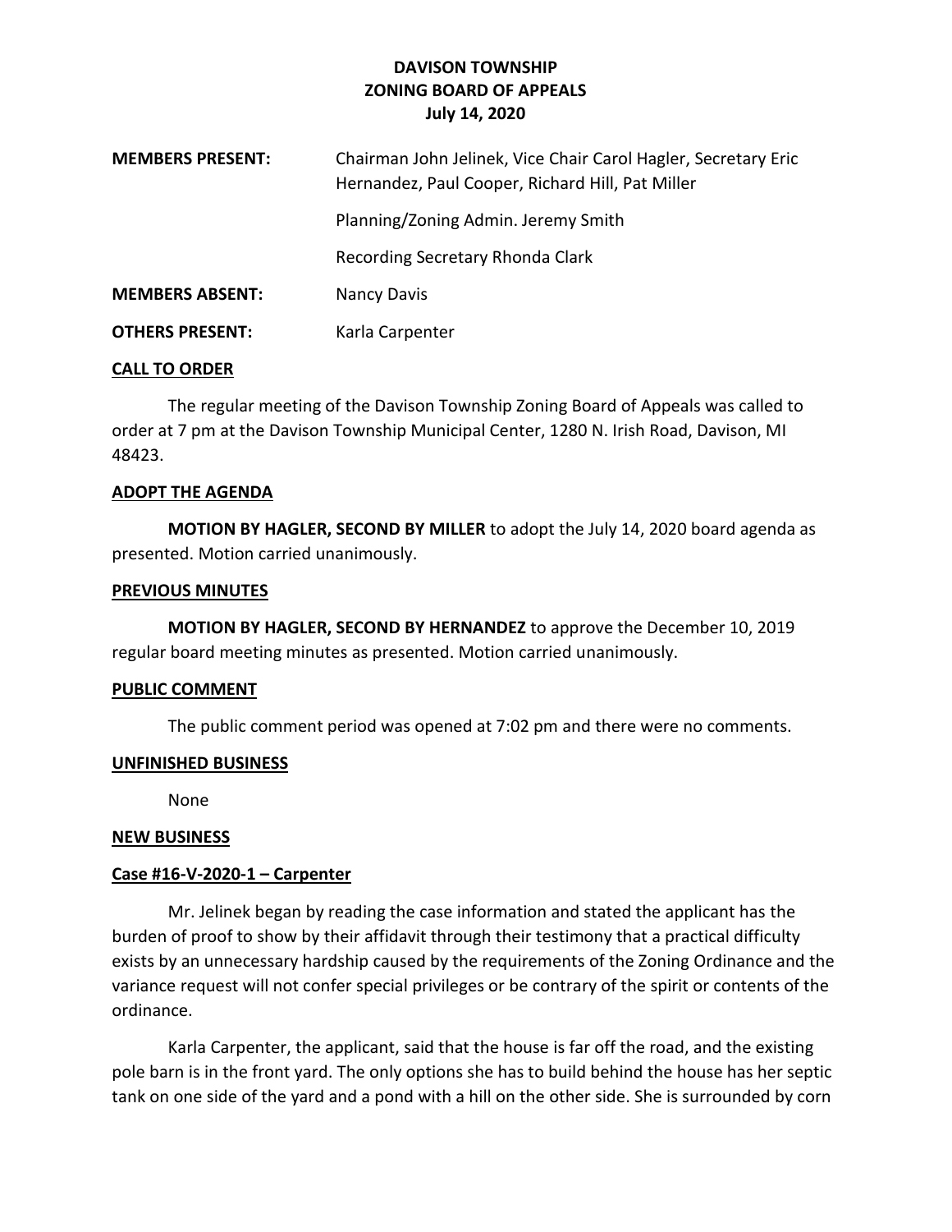# DAVISON TOWNSHIP
## ZONING BOARD OF APPEALS
### July 14, 2020

**MEMBERS PRESENT:** Chairman John Jelinek, Vice Chair Carol Hagler, Secretary Eric Hernandez, Paul Cooper, Richard Hill, Pat Miller

Planning/Zoning Admin. Jeremy Smith

Recording Secretary Rhonda Clark

**MEMBERS ABSENT:** Nancy Davis

**OTHERS PRESENT:** Karla Carpenter

**CALL TO ORDER**

The regular meeting of the Davison Township Zoning Board of Appeals was called to order at 7 pm at the Davison Township Municipal Center, 1280 N. Irish Road, Davison, MI 48423.

**ADOPT THE AGENDA**

**MOTION BY HAGLER, SECOND BY MILLER** to adopt the July 14, 2020 board agenda as presented. Motion carried unanimously.

**PREVIOUS MINUTES**

**MOTION BY HAGLER, SECOND BY HERNANDEZ** to approve the December 10, 2019 regular board meeting minutes as presented. Motion carried unanimously.

**PUBLIC COMMENT**

The public comment period was opened at 7:02 pm and there were no comments.

**UNFINISHED BUSINESS**

None

**NEW BUSINESS**

**Case #16-V-2020-1 – Carpenter**

Mr. Jelinek began by reading the case information and stated the applicant has the burden of proof to show by their affidavit through their testimony that a practical difficulty exists by an unnecessary hardship caused by the requirements of the Zoning Ordinance and the variance request will not confer special privileges or be contrary of the spirit or contents of the ordinance.

Karla Carpenter, the applicant, said that the house is far off the road, and the existing pole barn is in the front yard. The only options she has to build behind the house has her septic tank on one side of the yard and a pond with a hill on the other side. She is surrounded by corn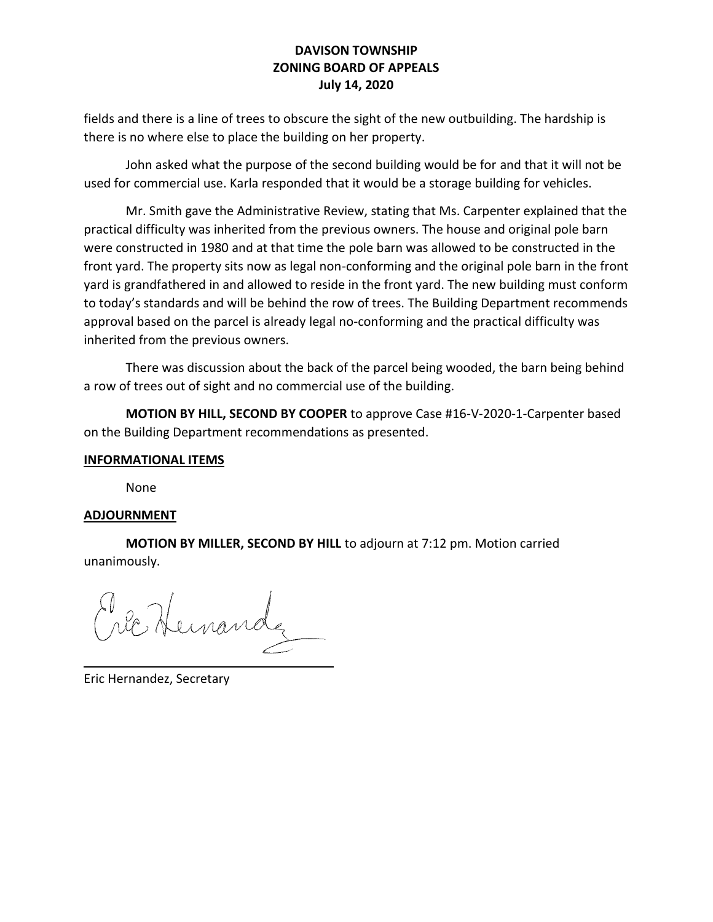fields and there is a line of trees to obscure the sight of the new outbuilding. The hardship is there is no where else to place the building on her property.

John asked what the purpose of the second building would be for and that it will not be used for commercial use. Karla responded that it would be a storage building for vehicles.

Mr. Smith gave the Administrative Review, stating that Ms. Carpenter explained that the practical difficulty was inherited from the previous owners. The house and original pole barn were constructed in 1980 and at that time the pole barn was allowed to be constructed in the front yard. The property sits now as legal non-conforming and the original pole barn in the front yard is grandfathered in and allowed to reside in the front yard. The new building must conform to today's standards and will be behind the row of trees. The Building Department recommends approval based on the parcel is already legal no-conforming and the practical difficulty was inherited from the previous owners.

There was discussion about the back of the parcel being wooded, the barn being behind a row of trees out of sight and no commercial use of the building.

**MOTION BY HILL, SECOND BY COOPER** to approve Case #16-V-2020-1-Carpenter based on the Building Department recommendations as presented.

**INFORMATIONAL ITEMS**

None

**ADJOURNMENT**

**MOTION BY MILLER, SECOND BY HILL** to adjourn at 7:12 pm. Motion carried unanimously.

Eric Hernandez

Eric Hernandez, Secretary